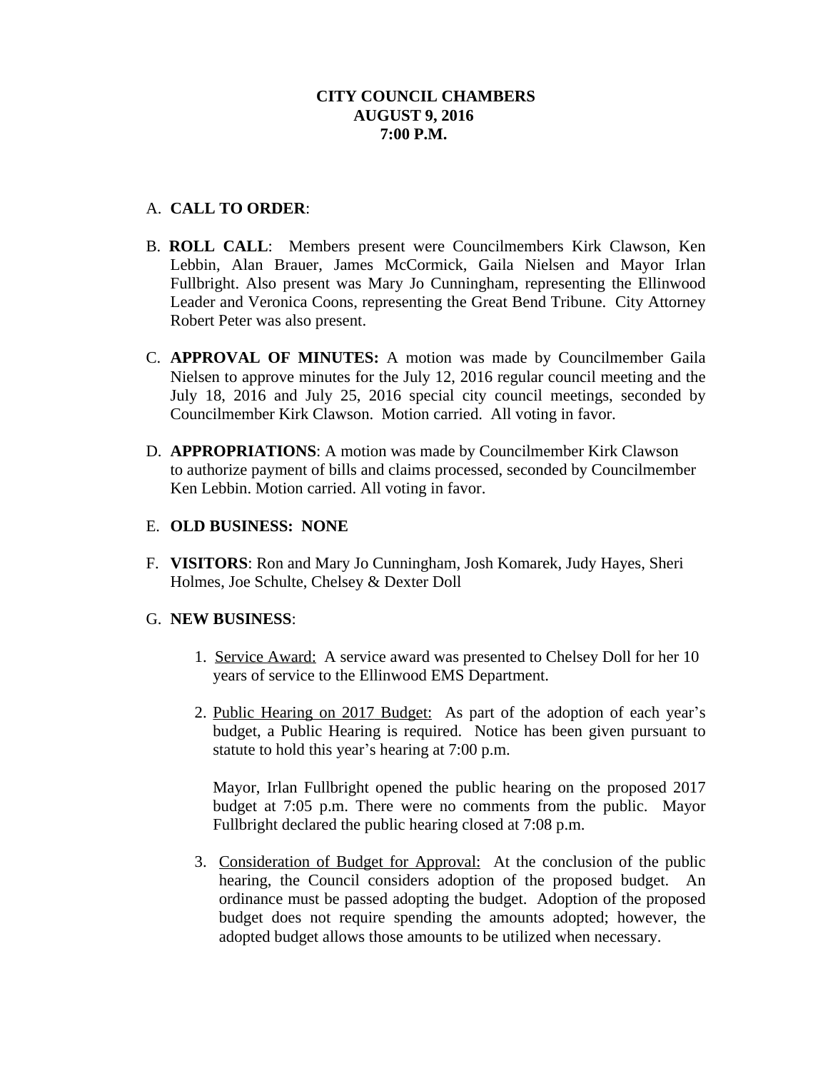**CITY COUNCIL CHAMBERS**
**AUGUST 9, 2016**
**7:00 P.M.**

A. **CALL TO ORDER**:

B. **ROLL CALL**: Members present were Councilmembers Kirk Clawson, Ken Lebbin, Alan Brauer, James McCormick, Gaila Nielsen and Mayor Irlan Fullbright. Also present was Mary Jo Cunningham, representing the Ellinwood Leader and Veronica Coons, representing the Great Bend Tribune. City Attorney Robert Peter was also present.

C. **APPROVAL OF MINUTES:** A motion was made by Councilmember Gaila Nielsen to approve minutes for the July 12, 2016 regular council meeting and the July 18, 2016 and July 25, 2016 special city council meetings, seconded by Councilmember Kirk Clawson. Motion carried. All voting in favor.

D. **APPROPRIATIONS**: A motion was made by Councilmember Kirk Clawson to authorize payment of bills and claims processed, seconded by Councilmember Ken Lebbin. Motion carried. All voting in favor.

E. **OLD BUSINESS: NONE**

F. **VISITORS**: Ron and Mary Jo Cunningham, Josh Komarek, Judy Hayes, Sheri Holmes, Joe Schulte, Chelsey & Dexter Doll

G. **NEW BUSINESS**:

1. Service Award: A service award was presented to Chelsey Doll for her 10 years of service to the Ellinwood EMS Department.

2. Public Hearing on 2017 Budget: As part of the adoption of each year's budget, a Public Hearing is required. Notice has been given pursuant to statute to hold this year's hearing at 7:00 p.m.

   Mayor, Irlan Fullbright opened the public hearing on the proposed 2017 budget at 7:05 p.m. There were no comments from the public. Mayor Fullbright declared the public hearing closed at 7:08 p.m.

3. Consideration of Budget for Approval: At the conclusion of the public hearing, the Council considers adoption of the proposed budget. An ordinance must be passed adopting the budget. Adoption of the proposed budget does not require spending the amounts adopted; however, the adopted budget allows those amounts to be utilized when necessary.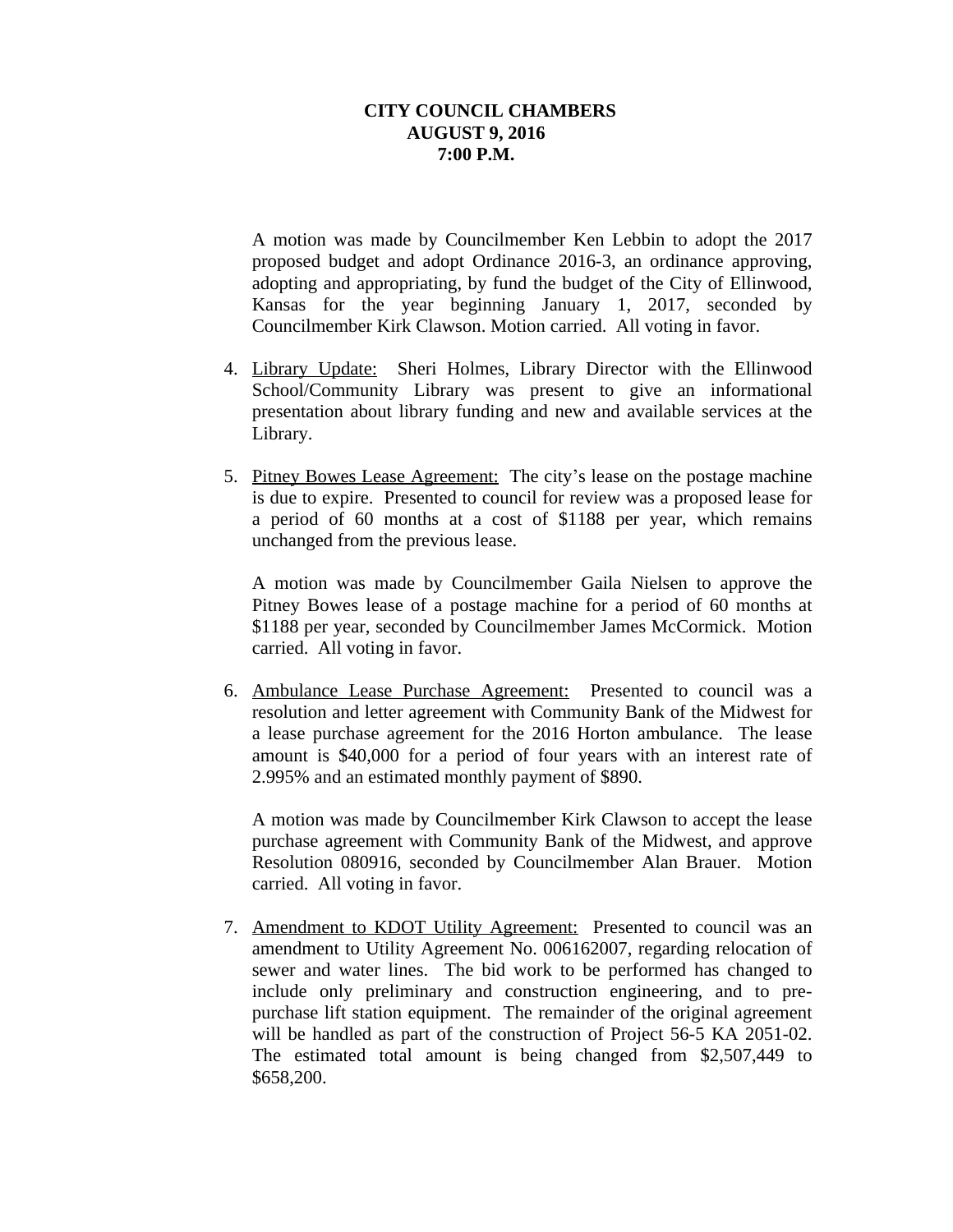**CITY COUNCIL CHAMBERS**
**AUGUST 9, 2016**
**7:00 P.M.**

A motion was made by Councilmember Ken Lebbin to adopt the 2017 proposed budget and adopt Ordinance 2016-3, an ordinance approving, adopting and appropriating, by fund the budget of the City of Ellinwood, Kansas for the year beginning January 1, 2017, seconded by Councilmember Kirk Clawson. Motion carried. All voting in favor.

4. <u>Library Update:</u> Sheri Holmes, Library Director with the Ellinwood School/Community Library was present to give an informational presentation about library funding and new and available services at the Library.

5. <u>Pitney Bowes Lease Agreement:</u> The city's lease on the postage machine is due to expire. Presented to council for review was a proposed lease for a period of 60 months at a cost of $1188 per year, which remains unchanged from the previous lease.

   A motion was made by Councilmember Gaila Nielsen to approve the Pitney Bowes lease of a postage machine for a period of 60 months at $1188 per year, seconded by Councilmember James McCormick. Motion carried. All voting in favor.

6. <u>Ambulance Lease Purchase Agreement:</u> Presented to council was a resolution and letter agreement with Community Bank of the Midwest for a lease purchase agreement for the 2016 Horton ambulance. The lease amount is $40,000 for a period of four years with an interest rate of 2.995% and an estimated monthly payment of $890.

   A motion was made by Councilmember Kirk Clawson to accept the lease purchase agreement with Community Bank of the Midwest, and approve Resolution 080916, seconded by Councilmember Alan Brauer. Motion carried. All voting in favor.

7. <u>Amendment to KDOT Utility Agreement:</u> Presented to council was an amendment to Utility Agreement No. 006162007, regarding relocation of sewer and water lines. The bid work to be performed has changed to include only preliminary and construction engineering, and to pre-purchase lift station equipment. The remainder of the original agreement will be handled as part of the construction of Project 56-5 KA 2051-02. The estimated total amount is being changed from $2,507,449 to $658,200.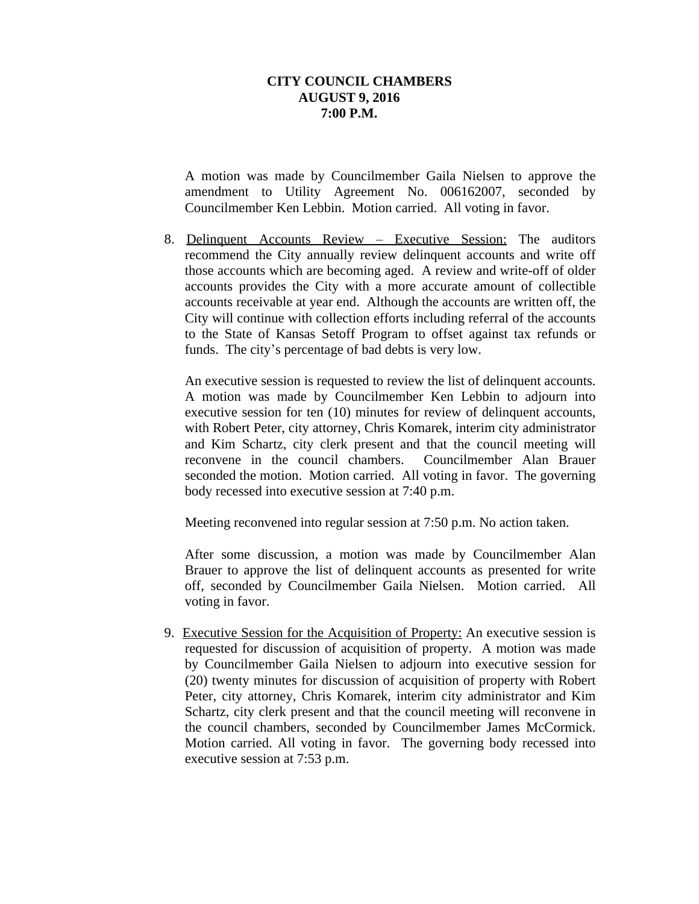**CITY COUNCIL CHAMBERS**
**AUGUST 9, 2016**
**7:00 P.M.**

A motion was made by Councilmember Gaila Nielsen to approve the amendment to Utility Agreement No. 006162007, seconded by Councilmember Ken Lebbin. Motion carried. All voting in favor.

8. Delinquent Accounts Review – Executive Session: The auditors recommend the City annually review delinquent accounts and write off those accounts which are becoming aged. A review and write-off of older accounts provides the City with a more accurate amount of collectible accounts receivable at year end. Although the accounts are written off, the City will continue with collection efforts including referral of the accounts to the State of Kansas Setoff Program to offset against tax refunds or funds. The city's percentage of bad debts is very low.

   An executive session is requested to review the list of delinquent accounts. A motion was made by Councilmember Ken Lebbin to adjourn into executive session for ten (10) minutes for review of delinquent accounts, with Robert Peter, city attorney, Chris Komarek, interim city administrator and Kim Schartz, city clerk present and that the council meeting will reconvene in the council chambers. Councilmember Alan Brauer seconded the motion. Motion carried. All voting in favor. The governing body recessed into executive session at 7:40 p.m.

   Meeting reconvened into regular session at 7:50 p.m. No action taken.

   After some discussion, a motion was made by Councilmember Alan Brauer to approve the list of delinquent accounts as presented for write off, seconded by Councilmember Gaila Nielsen. Motion carried. All voting in favor.

9. Executive Session for the Acquisition of Property: An executive session is requested for discussion of acquisition of property. A motion was made by Councilmember Gaila Nielsen to adjourn into executive session for (20) twenty minutes for discussion of acquisition of property with Robert Peter, city attorney, Chris Komarek, interim city administrator and Kim Schartz, city clerk present and that the council meeting will reconvene in the council chambers, seconded by Councilmember James McCormick. Motion carried. All voting in favor. The governing body recessed into executive session at 7:53 p.m.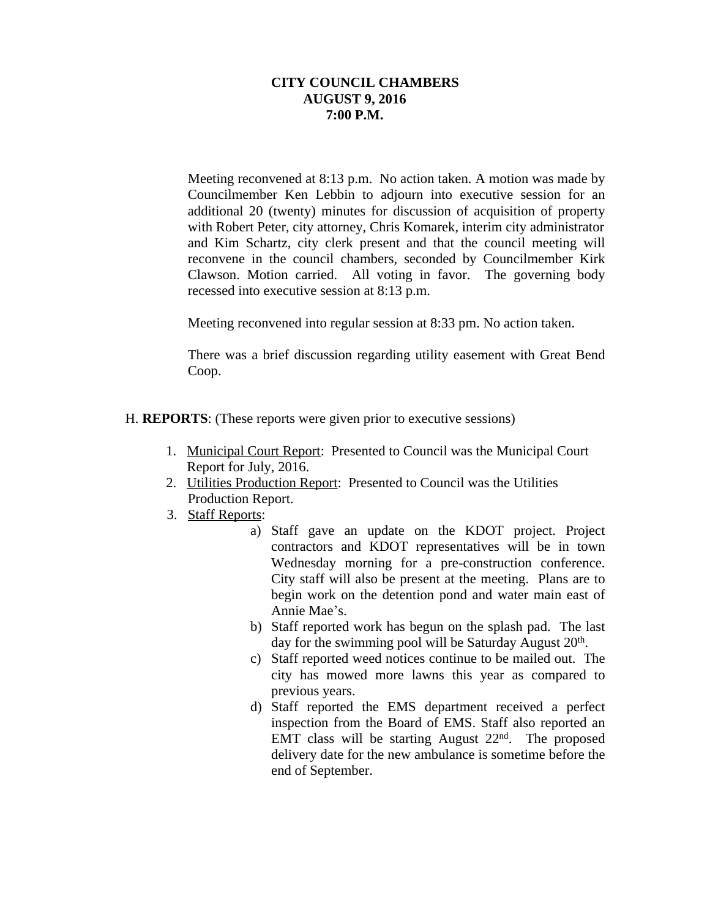**CITY COUNCIL CHAMBERS**
**AUGUST 9, 2016**
**7:00 P.M.**

Meeting reconvened at 8:13 p.m. No action taken. A motion was made by Councilmember Ken Lebbin to adjourn into executive session for an additional 20 (twenty) minutes for discussion of acquisition of property with Robert Peter, city attorney, Chris Komarek, interim city administrator and Kim Schartz, city clerk present and that the council meeting will reconvene in the council chambers, seconded by Councilmember Kirk Clawson. Motion carried. All voting in favor. The governing body recessed into executive session at 8:13 p.m.

Meeting reconvened into regular session at 8:33 pm. No action taken.

There was a brief discussion regarding utility easement with Great Bend Coop.

H. **REPORTS**: (These reports were given prior to executive sessions)

1. Municipal Court Report: Presented to Council was the Municipal Court Report for July, 2016.
2. Utilities Production Report: Presented to Council was the Utilities Production Report.
3. Staff Reports:
   a) Staff gave an update on the KDOT project. Project contractors and KDOT representatives will be in town Wednesday morning for a pre-construction conference. City staff will also be present at the meeting. Plans are to begin work on the detention pond and water main east of Annie Mae's.
   b) Staff reported work has begun on the splash pad. The last day for the swimming pool will be Saturday August 20th.
   c) Staff reported weed notices continue to be mailed out. The city has mowed more lawns this year as compared to previous years.
   d) Staff reported the EMS department received a perfect inspection from the Board of EMS. Staff also reported an EMT class will be starting August 22nd. The proposed delivery date for the new ambulance is sometime before the end of September.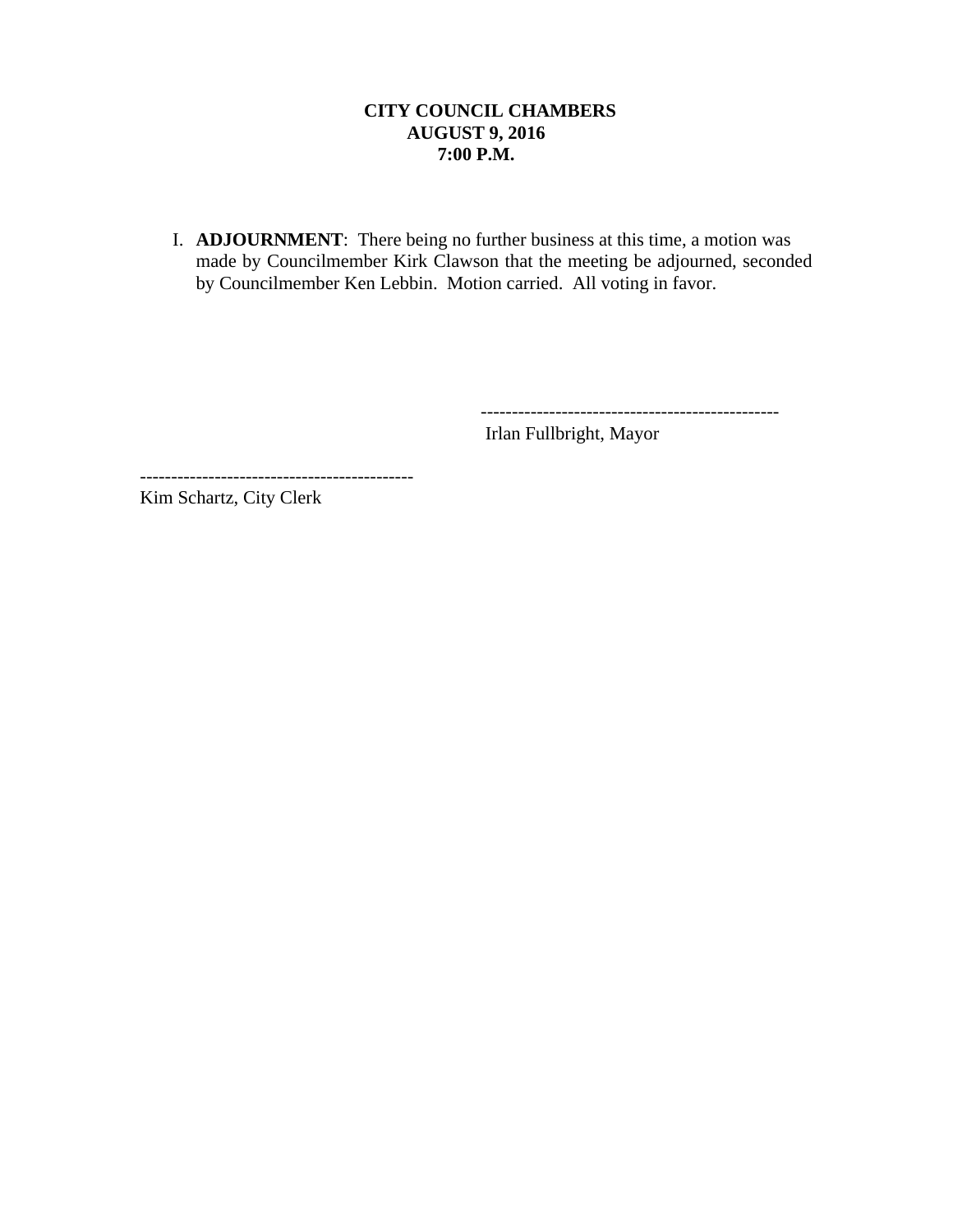**CITY COUNCIL CHAMBERS**
**AUGUST 9, 2016**
**7:00 P.M.**

I. **ADJOURNMENT**: There being no further business at this time, a motion was made by Councilmember Kirk Clawson that the meeting be adjourned, seconded by Councilmember Ken Lebbin. Motion carried. All voting in favor.

------------------------------------------------
Irlan Fullbright, Mayor

--------------------------------------------
Kim Schartz, City Clerk